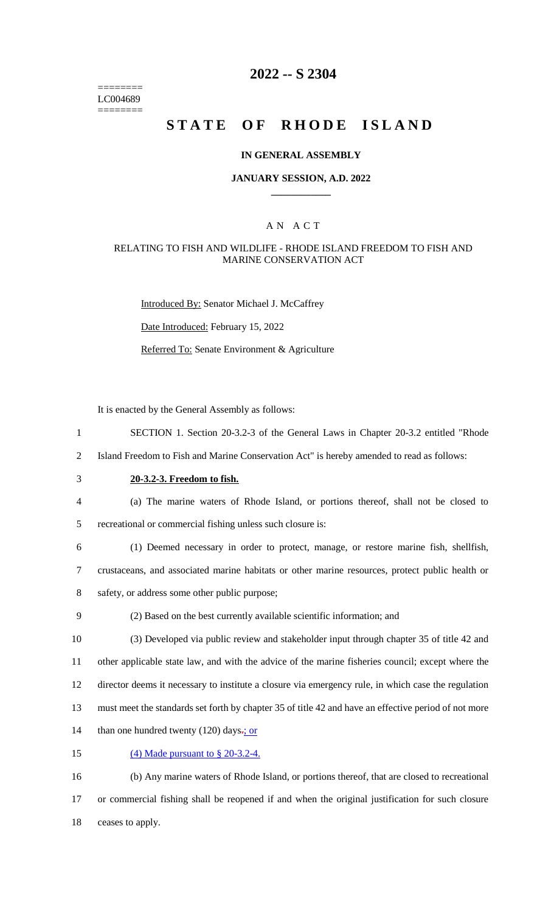========
LC004689
========

# 2022 -- S 2304

# STATE OF RHODE ISLAND

## IN GENERAL ASSEMBLY

### JANUARY SESSION, A.D. 2022

### A N A C T

#### RELATING TO FISH AND WILDLIFE - RHODE ISLAND FREEDOM TO FISH AND MARINE CONSERVATION ACT

Introduced By: Senator Michael J. McCaffrey

Date Introduced: February 15, 2022

Referred To: Senate Environment & Agriculture

It is enacted by the General Assembly as follows:

1 SECTION 1. Section 20-3.2-3 of the General Laws in Chapter 20-3.2 entitled "Rhode
2 Island Freedom to Fish and Marine Conservation Act" is hereby amended to read as follows:

3 **20-3.2-3. Freedom to fish.**

4 (a) The marine waters of Rhode Island, or portions thereof, shall not be closed to
5 recreational or commercial fishing unless such closure is:

6 (1) Deemed necessary in order to protect, manage, or restore marine fish, shellfish,
7 crustaceans, and associated marine habitats or other marine resources, protect public health or
8 safety, or address some other public purpose;

9 (2) Based on the best currently available scientific information; and

10 (3) Developed via public review and stakeholder input through chapter 35 of title 42 and
11 other applicable state law, and with the advice of the marine fisheries council; except where the
12 director deems it necessary to institute a closure via emergency rule, in which case the regulation
13 must meet the standards set forth by chapter 35 of title 42 and have an effective period of not more
14 than one hundred twenty (120) days.; or

15 (4) Made pursuant to § 20-3.2-4.

16 (b) Any marine waters of Rhode Island, or portions thereof, that are closed to recreational
17 or commercial fishing shall be reopened if and when the original justification for such closure
18 ceases to apply.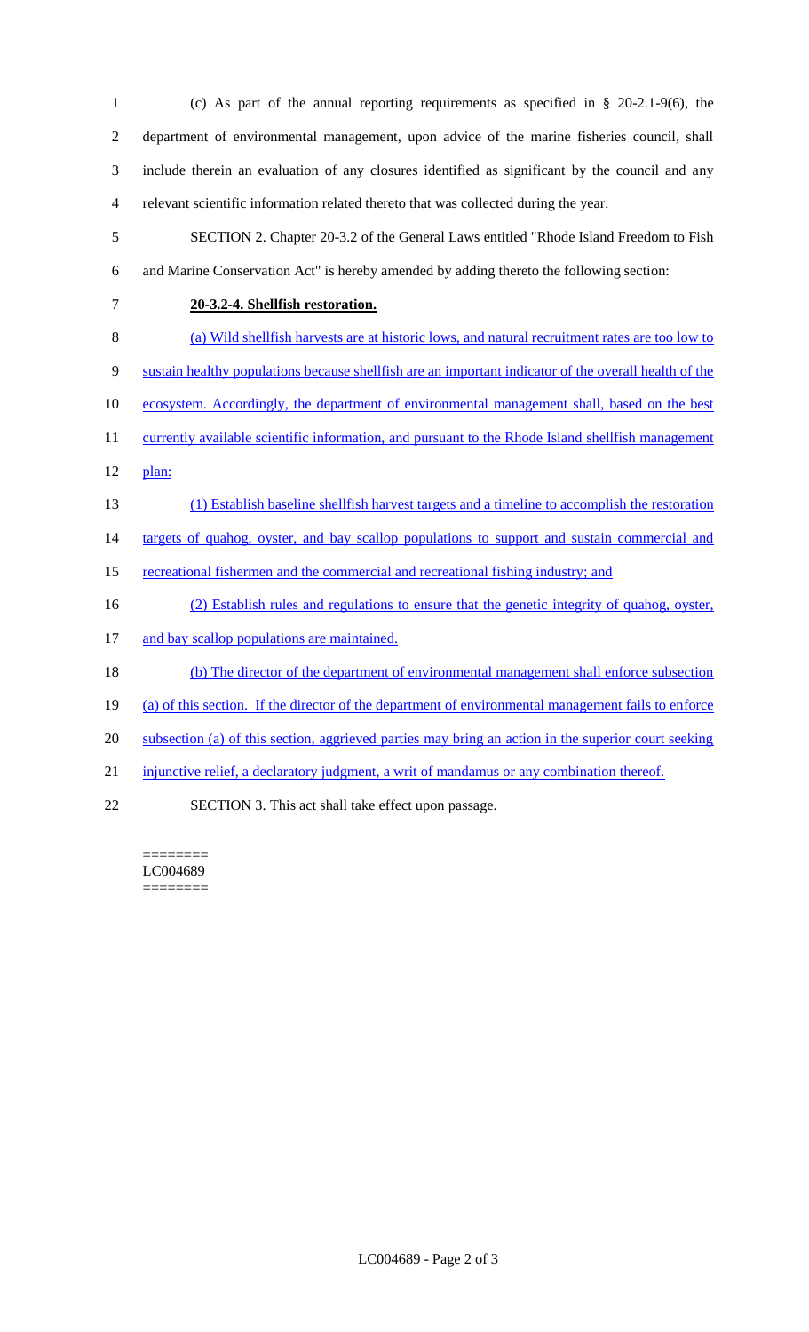(c) As part of the annual reporting requirements as specified in § 20-2.1-9(6), the department of environmental management, upon advice of the marine fisheries council, shall include therein an evaluation of any closures identified as significant by the council and any relevant scientific information related thereto that was collected during the year.

SECTION 2. Chapter 20-3.2 of the General Laws entitled "Rhode Island Freedom to Fish and Marine Conservation Act" is hereby amended by adding thereto the following section:

**20-3.2-4. Shellfish restoration.**

(a) Wild shellfish harvests are at historic lows, and natural recruitment rates are too low to sustain healthy populations because shellfish are an important indicator of the overall health of the ecosystem. Accordingly, the department of environmental management shall, based on the best currently available scientific information, and pursuant to the Rhode Island shellfish management plan:

(1) Establish baseline shellfish harvest targets and a timeline to accomplish the restoration targets of quahog, oyster, and bay scallop populations to support and sustain commercial and recreational fishermen and the commercial and recreational fishing industry; and

(2) Establish rules and regulations to ensure that the genetic integrity of quahog, oyster, and bay scallop populations are maintained.

(b) The director of the department of environmental management shall enforce subsection (a) of this section. If the director of the department of environmental management fails to enforce subsection (a) of this section, aggrieved parties may bring an action in the superior court seeking injunctive relief, a declaratory judgment, a writ of mandamus or any combination thereof.

SECTION 3. This act shall take effect upon passage.

========
LC004689
========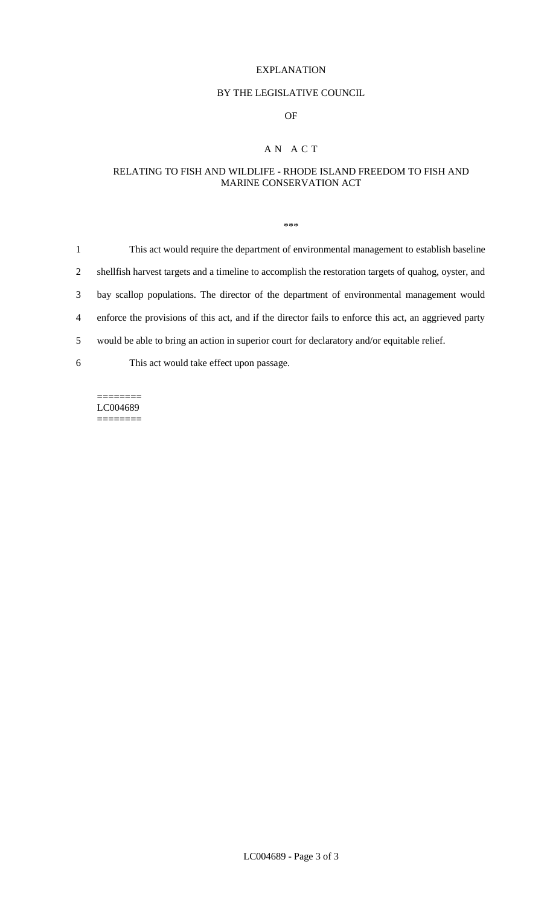EXPLANATION

BY THE LEGISLATIVE COUNCIL

OF

A N A C T

RELATING TO FISH AND WILDLIFE - RHODE ISLAND FREEDOM TO FISH AND MARINE CONSERVATION ACT

\*\*\*

1 This act would require the department of environmental management to establish baseline
2 shellfish harvest targets and a timeline to accomplish the restoration targets of quahog, oyster, and
3 bay scallop populations. The director of the department of environmental management would
4 enforce the provisions of this act, and if the director fails to enforce this act, an aggrieved party
5 would be able to bring an action in superior court for declaratory and/or equitable relief.
6 This act would take effect upon passage.

========
LC004689
========